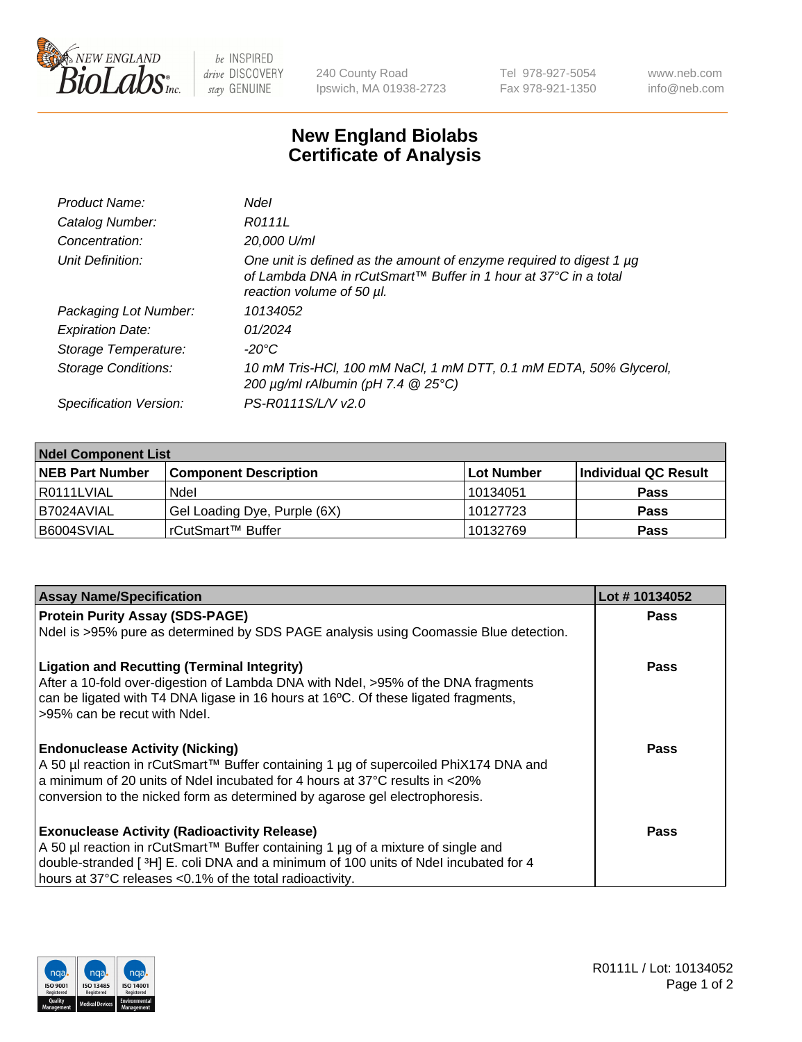# New England Biolabs Certificate of Analysis

| | |
|---|---|
| *Product Name:* | *NdeI* |
| *Catalog Number:* | *R0111L* |
| *Concentration:* | *20,000 U/ml* |
| *Unit Definition:* | *One unit is defined as the amount of enzyme required to digest 1 µg of Lambda DNA in rCutSmart™ Buffer in 1 hour at 37°C in a total reaction volume of 50 µl.* |
| *Packaging Lot Number:* | *10134052* |
| *Expiration Date:* | *01/2024* |
| *Storage Temperature:* | *-20°C* |
| *Storage Conditions:* | *10 mM Tris-HCl, 100 mM NaCl, 1 mM DTT, 0.1 mM EDTA, 50% Glycerol, 200 µg/ml rAlbumin (pH 7.4 @ 25°C)* |
| *Specification Version:* | *PS-R0111S/L/V v2.0* |

| **NdeI Component List** | | | |
|---|---|---|---|
| **NEB Part Number** | **Component Description** | **Lot Number** | **Individual QC Result** |
| R0111LVIAL | NdeI | 10134051 | **Pass** |
| B7024AVIAL | Gel Loading Dye, Purple (6X) | 10127723 | **Pass** |
| B6004SVIAL | rCutSmart™ Buffer | 10132769 | **Pass** |

| **Assay Name/Specification** | **Lot # 10134052** |
|---|---|
| **Protein Purity Assay (SDS-PAGE)**<br>NdeI is >95% pure as determined by SDS PAGE analysis using Coomassie Blue detection. | **Pass** |
| **Ligation and Recutting (Terminal Integrity)**<br>After a 10-fold over-digestion of Lambda DNA with NdeI, >95% of the DNA fragments can be ligated with T4 DNA ligase in 16 hours at 16ºC. Of these ligated fragments, >95% can be recut with NdeI. | **Pass** |
| **Endonuclease Activity (Nicking)**<br>A 50 µl reaction in rCutSmart™ Buffer containing 1 µg of supercoiled PhiX174 DNA and a minimum of 20 units of NdeI incubated for 4 hours at 37°C results in <20% conversion to the nicked form as determined by agarose gel electrophoresis. | **Pass** |
| **Exonuclease Activity (Radioactivity Release)**<br>A 50 µl reaction in rCutSmart™ Buffer containing 1 µg of a mixture of single and double-stranded [ $^{3}$H] E. coli DNA and a minimum of 100 units of NdeI incubated for 4 hours at 37°C releases <0.1% of the total radioactivity. | **Pass** |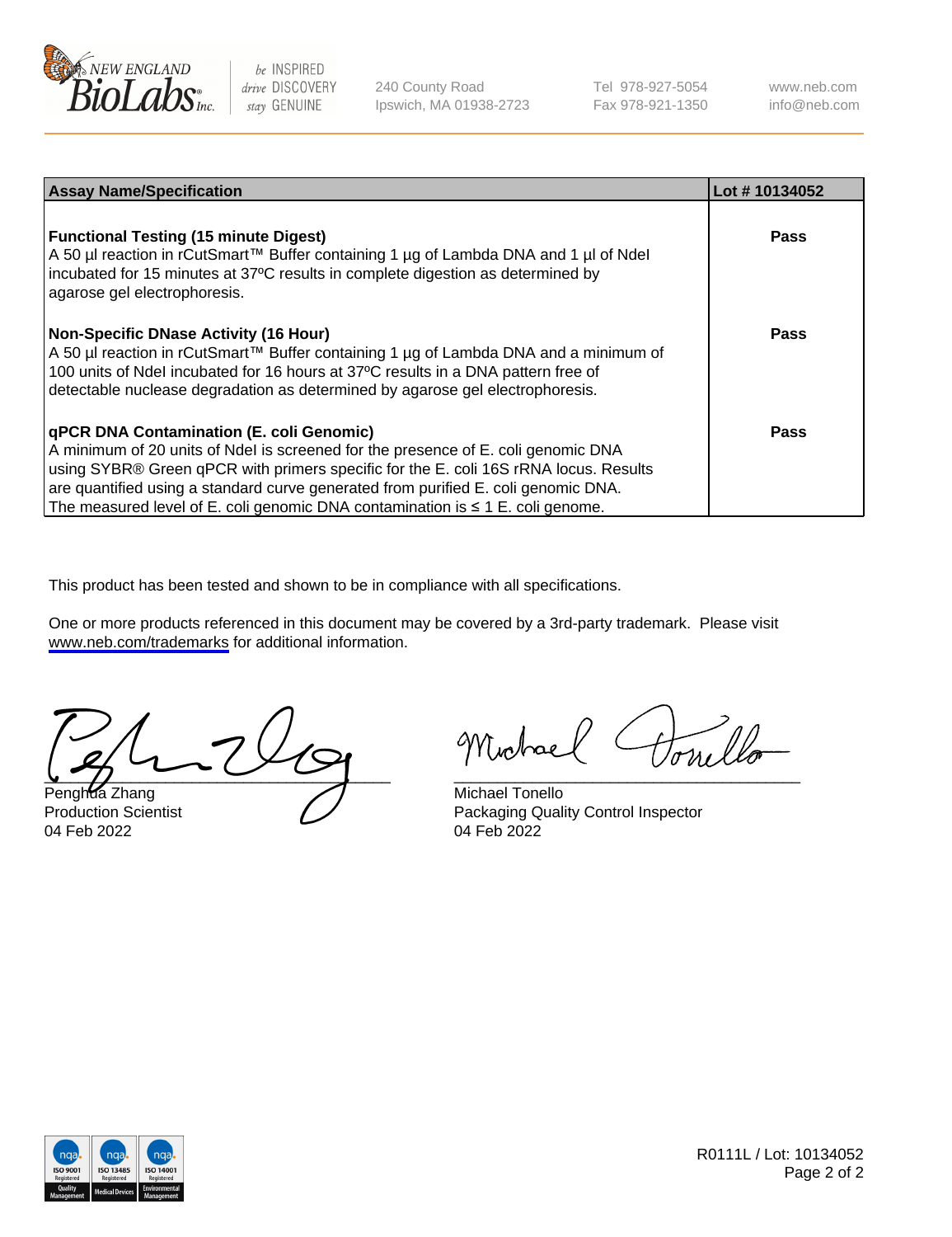240 County Road
Ipswich, MA 01938-2723

Tel 978-927-5054
Fax 978-921-1350

www.neb.com
info@neb.com

| Assay Name/Specification | Lot # 10134052 |
|---|---|
| **Functional Testing (15 minute Digest)** A 50 µl reaction in rCutSmart™ Buffer containing 1 µg of Lambda DNA and 1 µl of NdeI incubated for 15 minutes at 37ºC results in complete digestion as determined by agarose gel electrophoresis. | **Pass** |
| **Non-Specific DNase Activity (16 Hour)** A 50 µl reaction in rCutSmart™ Buffer containing 1 µg of Lambda DNA and a minimum of 100 units of NdeI incubated for 16 hours at 37ºC results in a DNA pattern free of detectable nuclease degradation as determined by agarose gel electrophoresis. | **Pass** |
| **qPCR DNA Contamination (E. coli Genomic)** A minimum of 20 units of NdeI is screened for the presence of E. coli genomic DNA using SYBR® Green qPCR with primers specific for the E. coli 16S rRNA locus. Results are quantified using a standard curve generated from purified E. coli genomic DNA. The measured level of E. coli genomic DNA contamination is ≤ 1 E. coli genome. | **Pass** |

This product has been tested and shown to be in compliance with all specifications.

One or more products referenced in this document may be covered by a 3rd-party trademark. Please visit www.neb.com/trademarks for additional information.

Penghua Zhang
Production Scientist
04 Feb 2022

Michael Tonello
Packaging Quality Control Inspector
04 Feb 2022

R0111L / Lot: 10134052